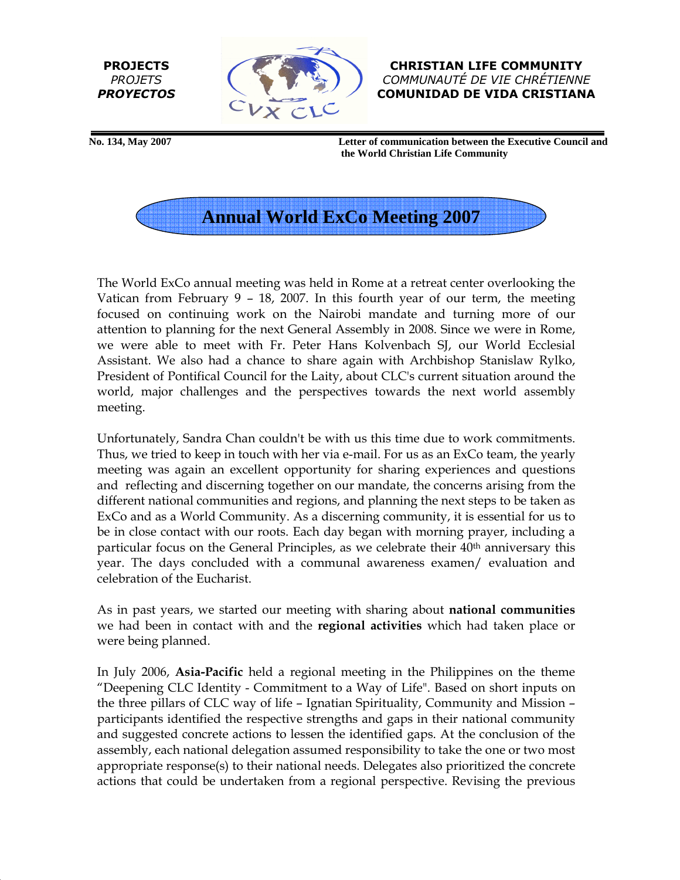**PROJECTS**
*PROJETS*
***PROYECTOS***

**CHRISTIAN LIFE COMMUNITY**
*COMMUNAUTÉ DE VIE CHRÉTIENNE*
**COMUNIDAD DE VIDA CRISTIANA**

**No. 134, May 2007**

**Letter of communication between the Executive Council and the World Christian Life Community**

# Annual World ExCo Meeting 2007

The World ExCo annual meeting was held in Rome at a retreat center overlooking the Vatican from February 9 – 18, 2007. In this fourth year of our term, the meeting focused on continuing work on the Nairobi mandate and turning more of our attention to planning for the next General Assembly in 2008. Since we were in Rome, we were able to meet with Fr. Peter Hans Kolvenbach SJ, our World Ecclesial Assistant. We also had a chance to share again with Archbishop Stanislaw Rylko, President of Pontifical Council for the Laity, about CLC's current situation around the world, major challenges and the perspectives towards the next world assembly meeting.

Unfortunately, Sandra Chan couldn't be with us this time due to work commitments. Thus, we tried to keep in touch with her via e-mail. For us as an ExCo team, the yearly meeting was again an excellent opportunity for sharing experiences and questions and reflecting and discerning together on our mandate, the concerns arising from the different national communities and regions, and planning the next steps to be taken as ExCo and as a World Community. As a discerning community, it is essential for us to be in close contact with our roots. Each day began with morning prayer, including a particular focus on the General Principles, as we celebrate their 40th anniversary this year. The days concluded with a communal awareness examen/ evaluation and celebration of the Eucharist.

As in past years, we started our meeting with sharing about **national communities** we had been in contact with and the **regional activities** which had taken place or were being planned.

In July 2006, **Asia-Pacific** held a regional meeting in the Philippines on the theme "Deepening CLC Identity - Commitment to a Way of Life". Based on short inputs on the three pillars of CLC way of life – Ignatian Spirituality, Community and Mission – participants identified the respective strengths and gaps in their national community and suggested concrete actions to lessen the identified gaps. At the conclusion of the assembly, each national delegation assumed responsibility to take the one or two most appropriate response(s) to their national needs. Delegates also prioritized the concrete actions that could be undertaken from a regional perspective. Revising the previous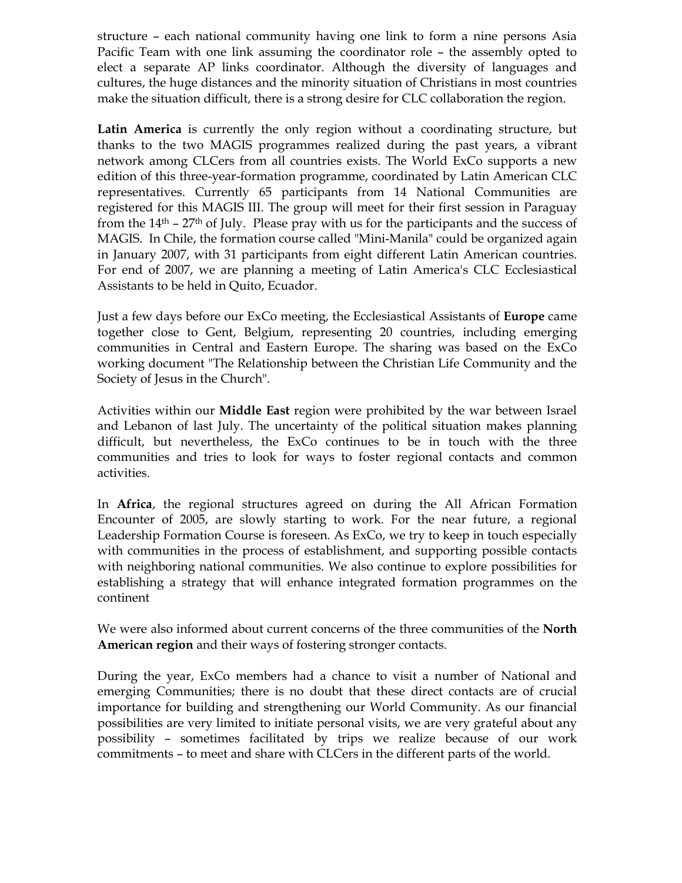structure – each national community having one link to form a nine persons Asia Pacific Team with one link assuming the coordinator role – the assembly opted to elect a separate AP links coordinator. Although the diversity of languages and cultures, the huge distances and the minority situation of Christians in most countries make the situation difficult, there is a strong desire for CLC collaboration the region.

**Latin America** is currently the only region without a coordinating structure, but thanks to the two MAGIS programmes realized during the past years, a vibrant network among CLCers from all countries exists. The World ExCo supports a new edition of this three-year-formation programme, coordinated by Latin American CLC representatives. Currently 65 participants from 14 National Communities are registered for this MAGIS III. The group will meet for their first session in Paraguay from the 14th – 27th of July. Please pray with us for the participants and the success of MAGIS. In Chile, the formation course called "Mini-Manila" could be organized again in January 2007, with 31 participants from eight different Latin American countries. For end of 2007, we are planning a meeting of Latin America's CLC Ecclesiastical Assistants to be held in Quito, Ecuador.

Just a few days before our ExCo meeting, the Ecclesiastical Assistants of **Europe** came together close to Gent, Belgium, representing 20 countries, including emerging communities in Central and Eastern Europe. The sharing was based on the ExCo working document "The Relationship between the Christian Life Community and the Society of Jesus in the Church".

Activities within our **Middle East** region were prohibited by the war between Israel and Lebanon of last July. The uncertainty of the political situation makes planning difficult, but nevertheless, the ExCo continues to be in touch with the three communities and tries to look for ways to foster regional contacts and common activities.

In **Africa**, the regional structures agreed on during the All African Formation Encounter of 2005, are slowly starting to work. For the near future, a regional Leadership Formation Course is foreseen. As ExCo, we try to keep in touch especially with communities in the process of establishment, and supporting possible contacts with neighboring national communities. We also continue to explore possibilities for establishing a strategy that will enhance integrated formation programmes on the continent

We were also informed about current concerns of the three communities of the **North American region** and their ways of fostering stronger contacts.

During the year, ExCo members had a chance to visit a number of National and emerging Communities; there is no doubt that these direct contacts are of crucial importance for building and strengthening our World Community. As our financial possibilities are very limited to initiate personal visits, we are very grateful about any possibility – sometimes facilitated by trips we realize because of our work commitments – to meet and share with CLCers in the different parts of the world.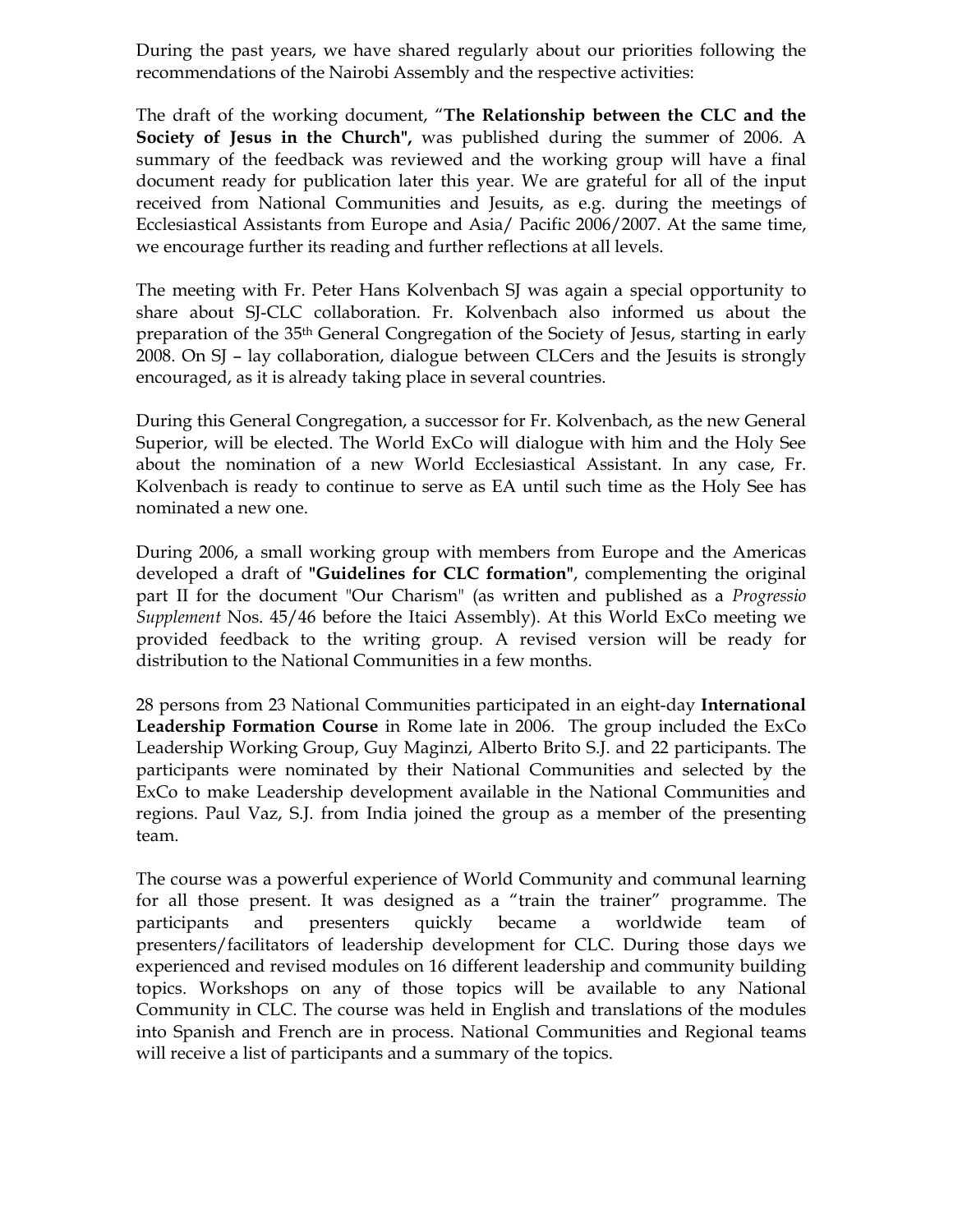During the past years, we have shared regularly about our priorities following the recommendations of the Nairobi Assembly and the respective activities:

The draft of the working document, "**The Relationship between the CLC and the Society of Jesus in the Church",** was published during the summer of 2006. A summary of the feedback was reviewed and the working group will have a final document ready for publication later this year. We are grateful for all of the input received from National Communities and Jesuits, as e.g. during the meetings of Ecclesiastical Assistants from Europe and Asia/ Pacific 2006/2007. At the same time, we encourage further its reading and further reflections at all levels.

The meeting with Fr. Peter Hans Kolvenbach SJ was again a special opportunity to share about SJ-CLC collaboration. Fr. Kolvenbach also informed us about the preparation of the 35th General Congregation of the Society of Jesus, starting in early 2008. On SJ – lay collaboration, dialogue between CLCers and the Jesuits is strongly encouraged, as it is already taking place in several countries.

During this General Congregation, a successor for Fr. Kolvenbach, as the new General Superior, will be elected. The World ExCo will dialogue with him and the Holy See about the nomination of a new World Ecclesiastical Assistant. In any case, Fr. Kolvenbach is ready to continue to serve as EA until such time as the Holy See has nominated a new one.

During 2006, a small working group with members from Europe and the Americas developed a draft of **"Guidelines for CLC formation"**, complementing the original part II for the document "Our Charism" (as written and published as a *Progressio Supplement* Nos. 45/46 before the Itaici Assembly). At this World ExCo meeting we provided feedback to the writing group. A revised version will be ready for distribution to the National Communities in a few months.

28 persons from 23 National Communities participated in an eight-day **International Leadership Formation Course** in Rome late in 2006. The group included the ExCo Leadership Working Group, Guy Maginzi, Alberto Brito S.J. and 22 participants. The participants were nominated by their National Communities and selected by the ExCo to make Leadership development available in the National Communities and regions. Paul Vaz, S.J. from India joined the group as a member of the presenting team.

The course was a powerful experience of World Community and communal learning for all those present. It was designed as a "train the trainer" programme. The participants and presenters quickly became a worldwide team of presenters/facilitators of leadership development for CLC. During those days we experienced and revised modules on 16 different leadership and community building topics. Workshops on any of those topics will be available to any National Community in CLC. The course was held in English and translations of the modules into Spanish and French are in process. National Communities and Regional teams will receive a list of participants and a summary of the topics.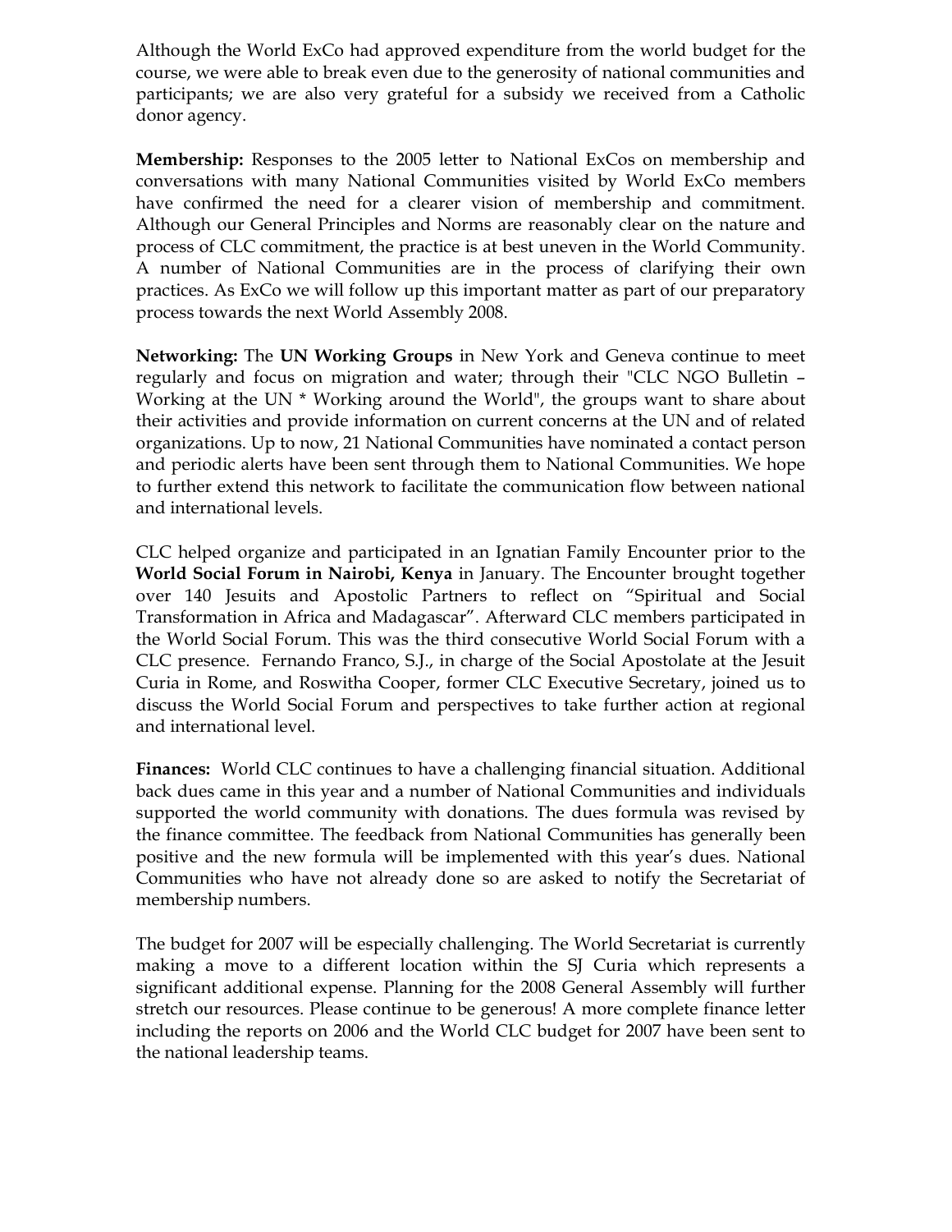Although the World ExCo had approved expenditure from the world budget for the course, we were able to break even due to the generosity of national communities and participants; we are also very grateful for a subsidy we received from a Catholic donor agency.

**Membership:** Responses to the 2005 letter to National ExCos on membership and conversations with many National Communities visited by World ExCo members have confirmed the need for a clearer vision of membership and commitment. Although our General Principles and Norms are reasonably clear on the nature and process of CLC commitment, the practice is at best uneven in the World Community. A number of National Communities are in the process of clarifying their own practices. As ExCo we will follow up this important matter as part of our preparatory process towards the next World Assembly 2008.

**Networking:** The **UN Working Groups** in New York and Geneva continue to meet regularly and focus on migration and water; through their "CLC NGO Bulletin – Working at the UN * Working around the World", the groups want to share about their activities and provide information on current concerns at the UN and of related organizations. Up to now, 21 National Communities have nominated a contact person and periodic alerts have been sent through them to National Communities. We hope to further extend this network to facilitate the communication flow between national and international levels.

CLC helped organize and participated in an Ignatian Family Encounter prior to the **World Social Forum in Nairobi, Kenya** in January. The Encounter brought together over 140 Jesuits and Apostolic Partners to reflect on "Spiritual and Social Transformation in Africa and Madagascar". Afterward CLC members participated in the World Social Forum. This was the third consecutive World Social Forum with a CLC presence. Fernando Franco, S.J., in charge of the Social Apostolate at the Jesuit Curia in Rome, and Roswitha Cooper, former CLC Executive Secretary, joined us to discuss the World Social Forum and perspectives to take further action at regional and international level.

**Finances:** World CLC continues to have a challenging financial situation. Additional back dues came in this year and a number of National Communities and individuals supported the world community with donations. The dues formula was revised by the finance committee. The feedback from National Communities has generally been positive and the new formula will be implemented with this year's dues. National Communities who have not already done so are asked to notify the Secretariat of membership numbers.

The budget for 2007 will be especially challenging. The World Secretariat is currently making a move to a different location within the SJ Curia which represents a significant additional expense. Planning for the 2008 General Assembly will further stretch our resources. Please continue to be generous! A more complete finance letter including the reports on 2006 and the World CLC budget for 2007 have been sent to the national leadership teams.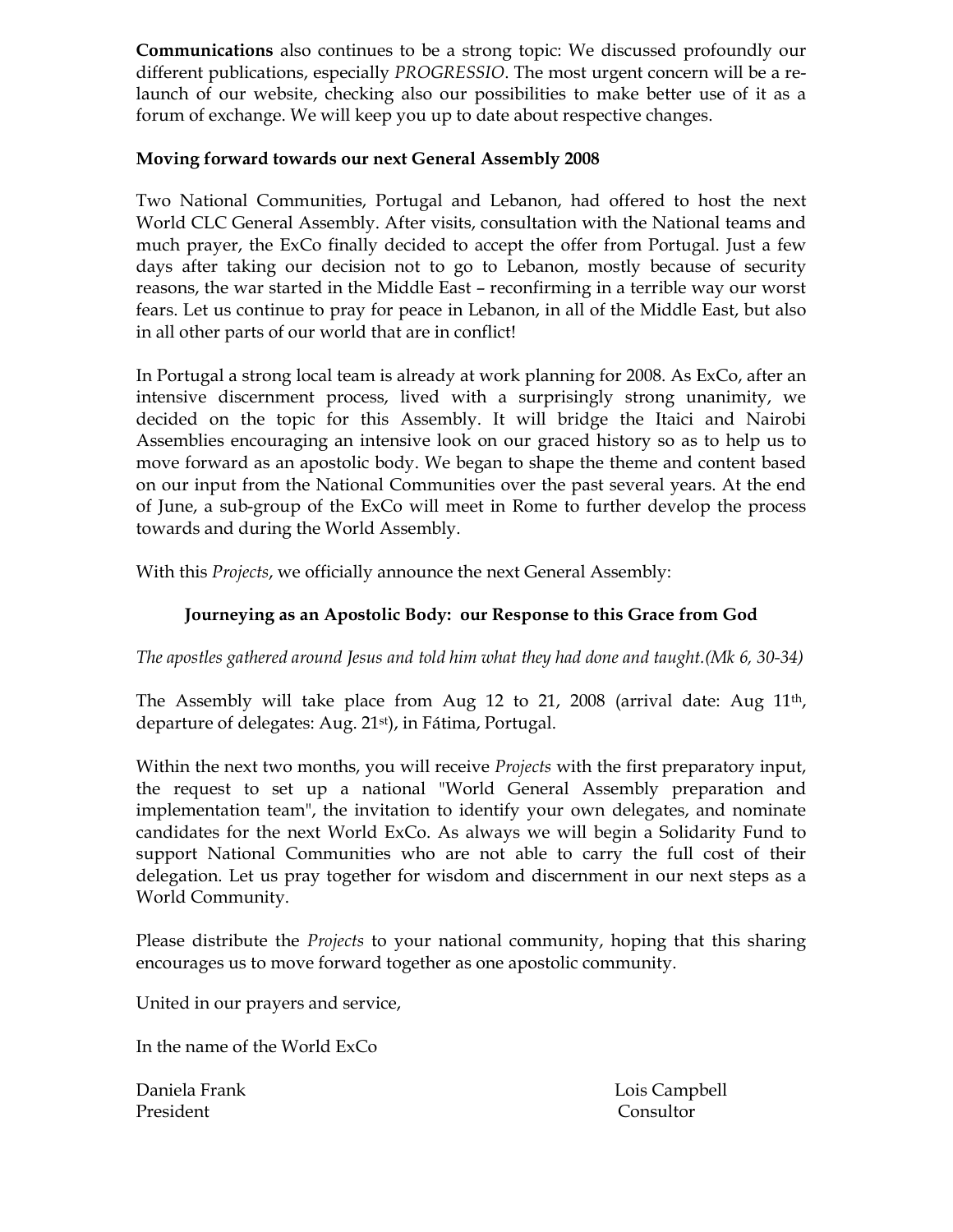**Communications** also continues to be a strong topic: We discussed profoundly our different publications, especially *PROGRESSIO*. The most urgent concern will be a re-launch of our website, checking also our possibilities to make better use of it as a forum of exchange. We will keep you up to date about respective changes.

**Moving forward towards our next General Assembly 2008**

Two National Communities, Portugal and Lebanon, had offered to host the next World CLC General Assembly. After visits, consultation with the National teams and much prayer, the ExCo finally decided to accept the offer from Portugal. Just a few days after taking our decision not to go to Lebanon, mostly because of security reasons, the war started in the Middle East – reconfirming in a terrible way our worst fears. Let us continue to pray for peace in Lebanon, in all of the Middle East, but also in all other parts of our world that are in conflict!

In Portugal a strong local team is already at work planning for 2008. As ExCo, after an intensive discernment process, lived with a surprisingly strong unanimity, we decided on the topic for this Assembly. It will bridge the Itaici and Nairobi Assemblies encouraging an intensive look on our graced history so as to help us to move forward as an apostolic body. We began to shape the theme and content based on our input from the National Communities over the past several years. At the end of June, a sub-group of the ExCo will meet in Rome to further develop the process towards and during the World Assembly.

With this *Projects*, we officially announce the next General Assembly:

**Journeying as an Apostolic Body: our Response to this Grace from God**

*The apostles gathered around Jesus and told him what they had done and taught.(Mk 6, 30-34)*

The Assembly will take place from Aug 12 to 21, 2008 (arrival date: Aug 11th, departure of delegates: Aug. 21st), in Fátima, Portugal.

Within the next two months, you will receive *Projects* with the first preparatory input, the request to set up a national "World General Assembly preparation and implementation team", the invitation to identify your own delegates, and nominate candidates for the next World ExCo. As always we will begin a Solidarity Fund to support National Communities who are not able to carry the full cost of their delegation. Let us pray together for wisdom and discernment in our next steps as a World Community.

Please distribute the *Projects* to your national community, hoping that this sharing encourages us to move forward together as one apostolic community.

United in our prayers and service,

In the name of the World ExCo

Daniela Frank
President

Lois Campbell
Consultor